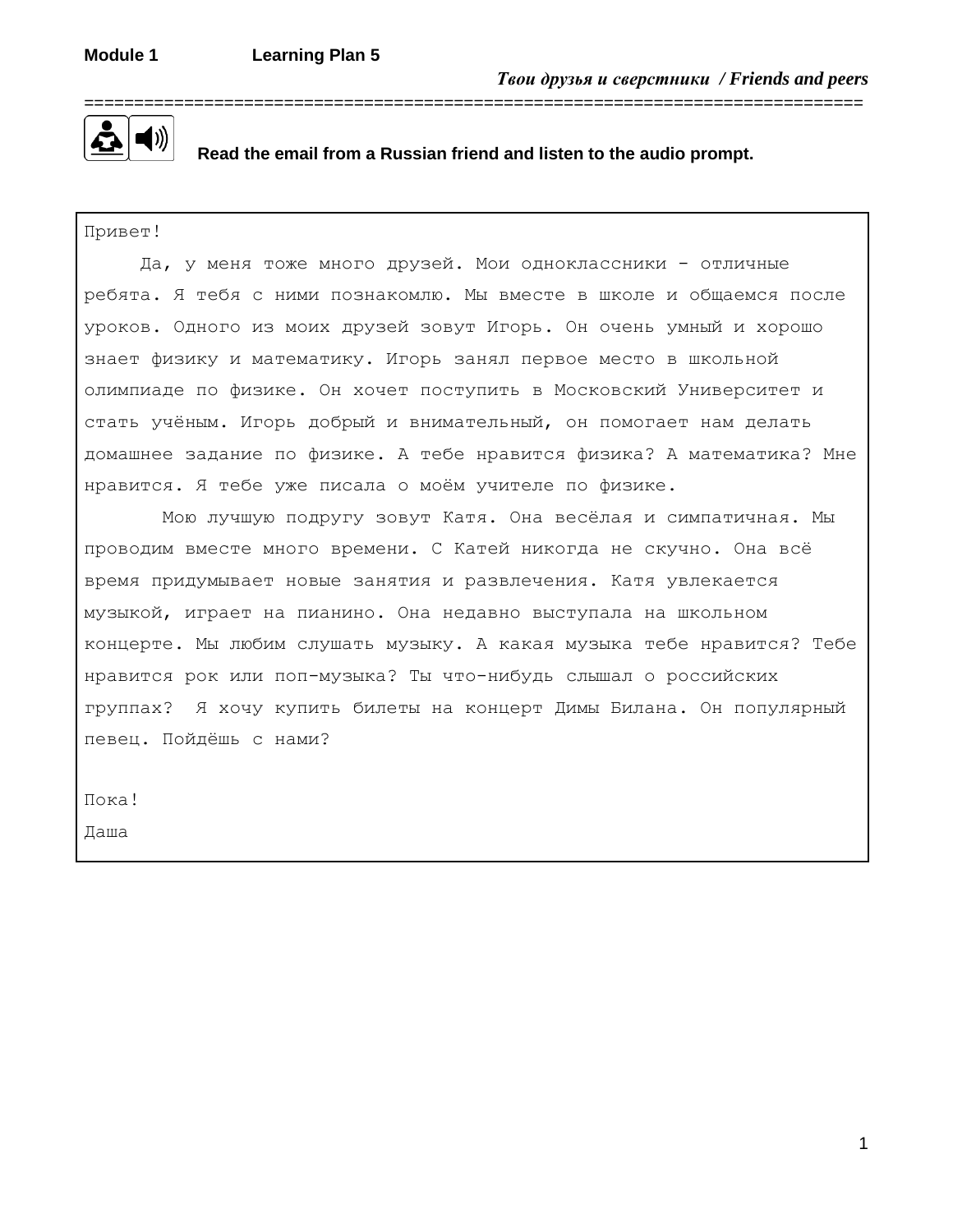**Module 1** **Learning Plan 5**

***Твои друзья и сверстники / Friends and peers***

**Read the email from a Russian friend and listen to the audio prompt.**

Привет!

Да, у меня тоже много друзей. Мои одноклассники - отличные ребята. Я тебя с ними познакомлю. Мы вместе в школе и общаемся после уроков. Одного из моих друзей зовут Игорь. Он очень умный и хорошо знает физику и математику. Игорь занял первое место в школьной олимпиаде по физике. Он хочет поступить в Московский Университет и стать учёным. Игорь добрый и внимательный, он помогает нам делать домашнее задание по физике. А тебе нравится физика? А математика? Мне нравится. Я тебе уже писала о моём учителе по физике.

Мою лучшую подругу зовут Катя. Она весёлая и симпатичная. Мы проводим вместе много времени. С Катей никогда не скучно. Она всё время придумывает новые занятия и развлечения. Катя увлекается музыкой, играет на пианино. Она недавно выступала на школьном концерте. Мы любим слушать музыку. А какая музыка тебе нравится? Тебе нравится рок или поп-музыка? Ты что-нибудь слышал о российских группах? Я хочу купить билеты на концерт Димы Билана. Он популярный певец. Пойдёшь с нами?

Пока!

Даша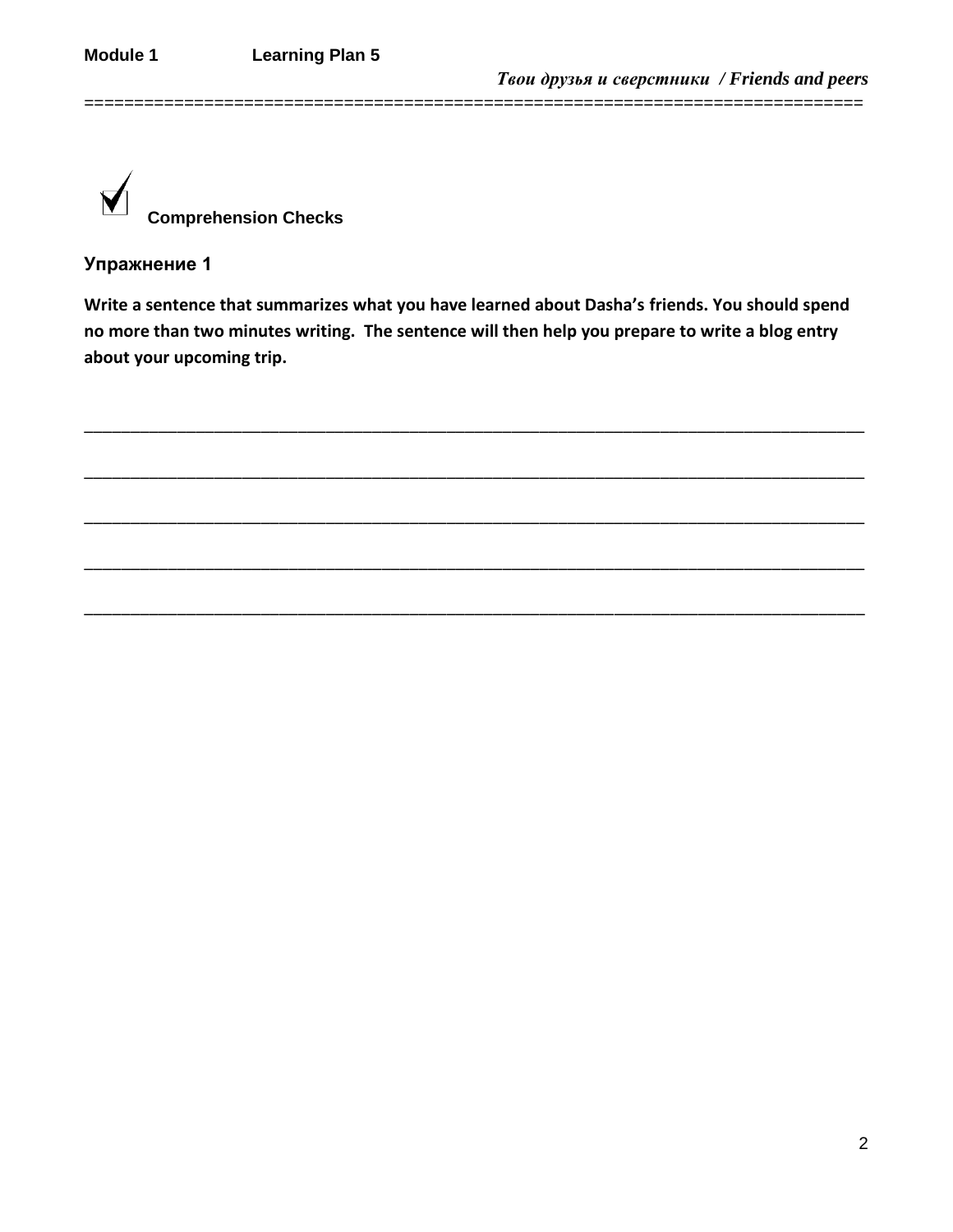## Comprehension Checks

### Упражнение 1

**Write a sentence that summarizes what you have learned about Dasha's friends. You should spend no more than two minutes writing. The sentence will then help you prepare to write a blog entry about your upcoming trip.**

______________________________________________________________________________

______________________________________________________________________________

______________________________________________________________________________

______________________________________________________________________________

______________________________________________________________________________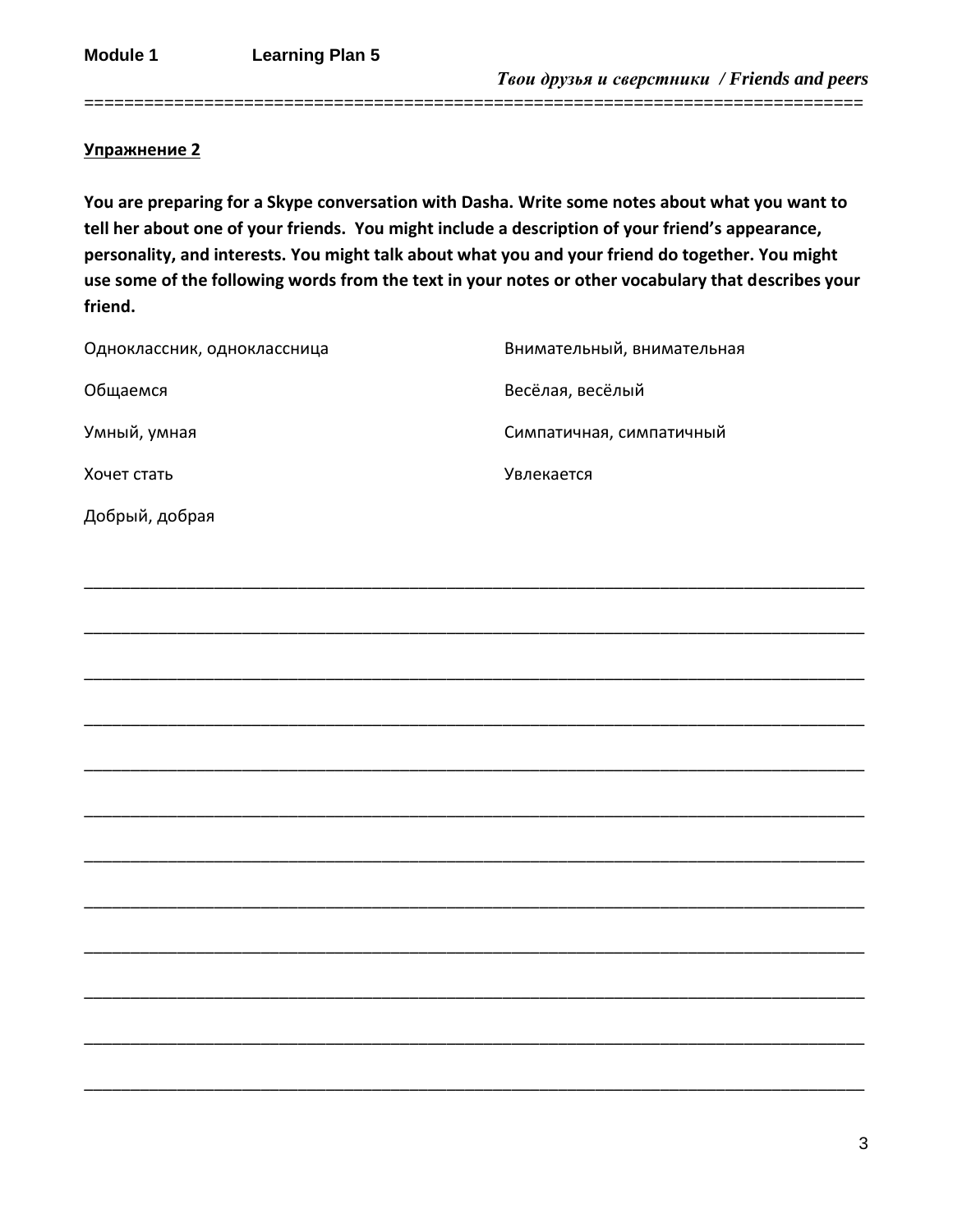## Упражнение 2

**You are preparing for a Skype conversation with Dasha. Write some notes about what you want to tell her about one of your friends. You might include a description of your friend's appearance, personality, and interests. You might talk about what you and your friend do together. You might use some of the following words from the text in your notes or other vocabulary that describes your friend.**

| | |
|---|---|
| Одноклассник, одноклассница | Внимательный, внимательная |
| Общаемся | Весёлая, весёлый |
| Умный, умная | Симпатичная, симпатичный |
| Хочет стать | Увлекается |
| Добрый, добрая | |

______________________________________________________________________________

______________________________________________________________________________

______________________________________________________________________________

______________________________________________________________________________

______________________________________________________________________________

______________________________________________________________________________

______________________________________________________________________________

______________________________________________________________________________

______________________________________________________________________________

______________________________________________________________________________

______________________________________________________________________________

______________________________________________________________________________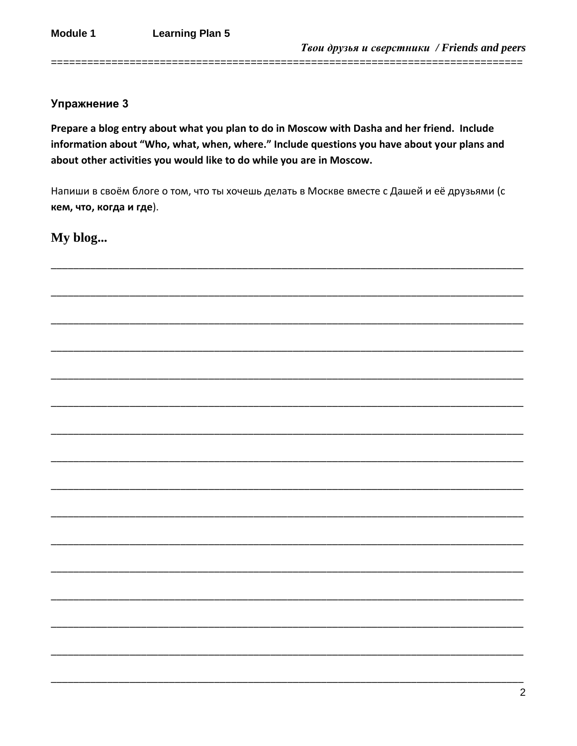### Упражнение 3

**Prepare a blog entry about what you plan to do in Moscow with Dasha and her friend. Include information about "Who, what, when, where." Include questions you have about your plans and about other activities you would like to do while you are in Moscow.**

Напиши в своём блоге о том, что ты хочешь делать в Москве вместе с Дашей и её друзьями (с **кем, что, когда и где**).

## My blog...

___________________________________________________________________________

___________________________________________________________________________

___________________________________________________________________________

___________________________________________________________________________

___________________________________________________________________________

___________________________________________________________________________

___________________________________________________________________________

___________________________________________________________________________

___________________________________________________________________________

___________________________________________________________________________

___________________________________________________________________________

___________________________________________________________________________

___________________________________________________________________________

___________________________________________________________________________

___________________________________________________________________________

___________________________________________________________________________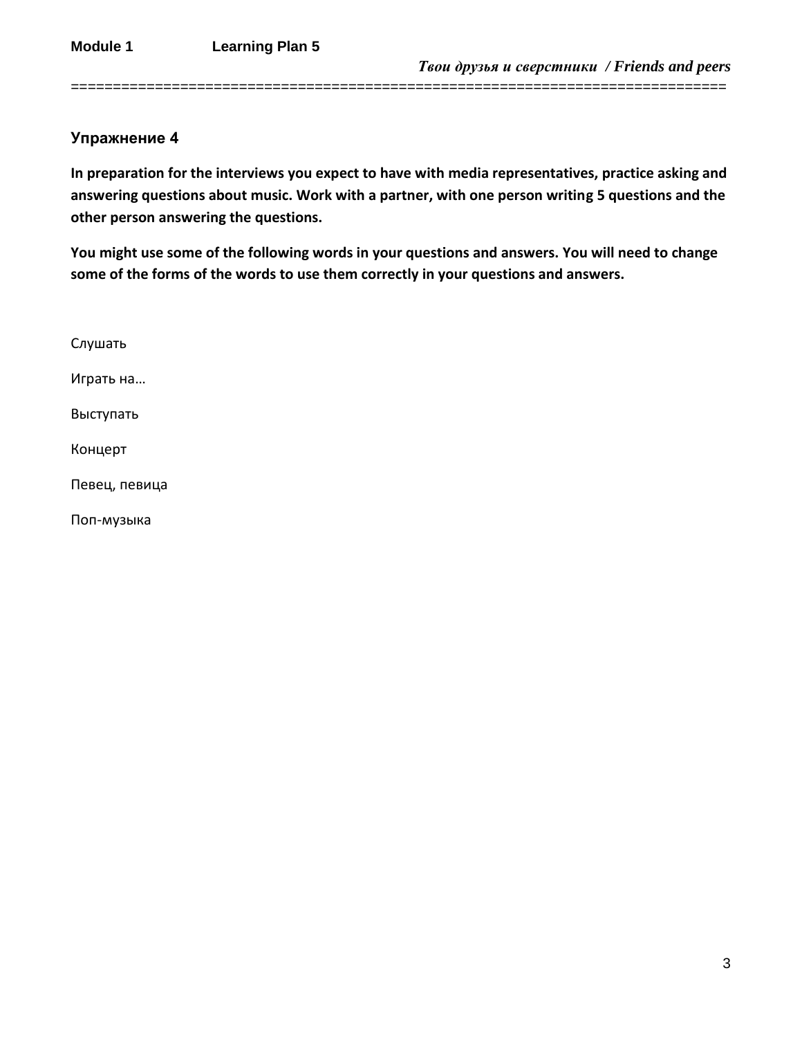## Упражнение 4

**In preparation for the interviews you expect to have with media representatives, practice asking and answering questions about music. Work with a partner, with one person writing 5 questions and the other person answering the questions.**

**You might use some of the following words in your questions and answers. You will need to change some of the forms of the words to use them correctly in your questions and answers.**

Слушать

Играть на…

Выступать

Концерт

Певец, певица

Поп-музыка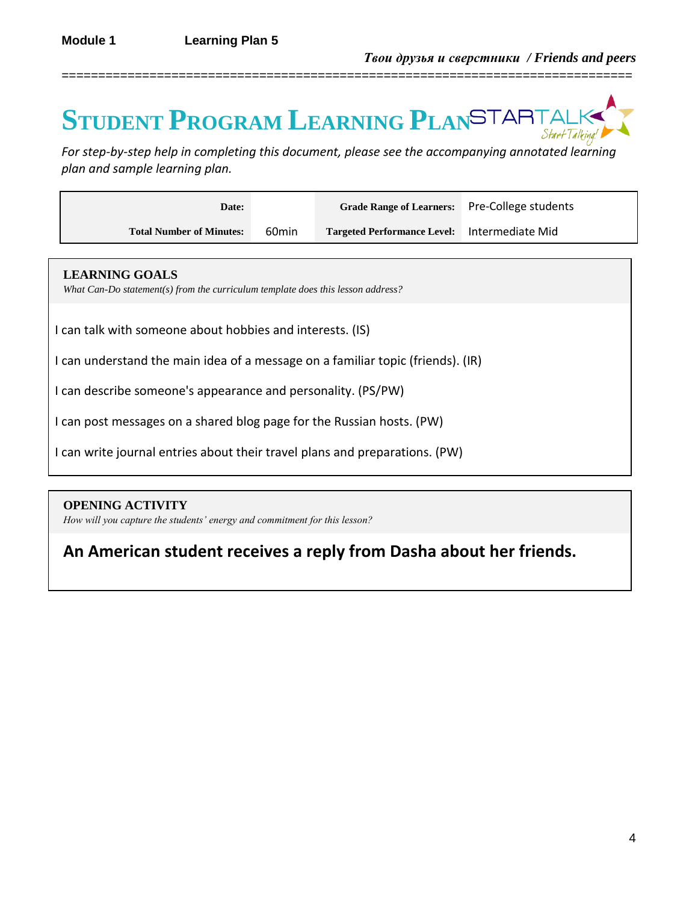**Module 1** **Learning Plan 5**

***Твои друзья и сверстники / Friends and peers***

# STUDENT PROGRAM LEARNING PLAN

STARTALK *Start Talking!*

*For step-by-step help in completing this document, please see the accompanying annotated learning plan and sample learning plan.*

| **Date:** | | **Grade Range of Learners:** | Pre-College students |
|---|---|---|---|
| **Total Number of Minutes:** | 60min | **Targeted Performance Level:** | Intermediate Mid |

## LEARNING GOALS

*What Can-Do statement(s) from the curriculum template does this lesson address?*

I can talk with someone about hobbies and interests. (IS)

I can understand the main idea of a message on a familiar topic (friends). (IR)

I can describe someone's appearance and personality. (PS/PW)

I can post messages on a shared blog page for the Russian hosts. (PW)

I can write journal entries about their travel plans and preparations. (PW)

## OPENING ACTIVITY

*How will you capture the students' energy and commitment for this lesson?*

**An American student receives a reply from Dasha about her friends.**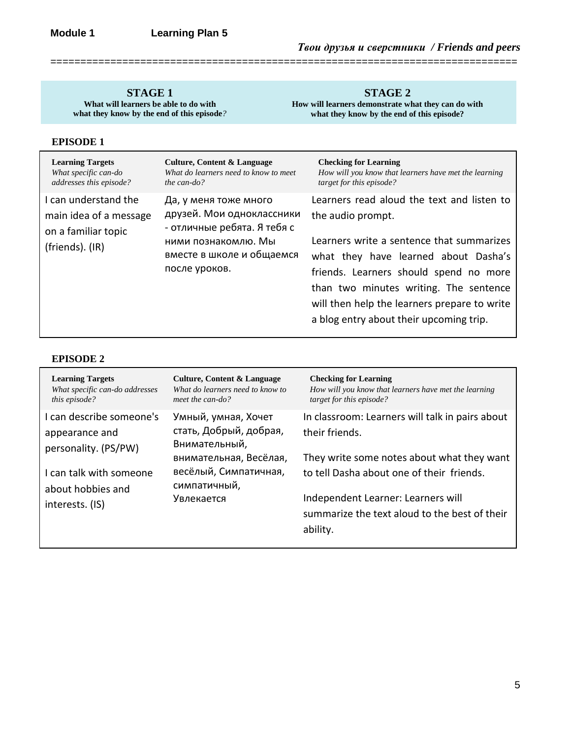**Module 1** **Learning Plan 5**

***Твои друзья и сверстники / Friends and peers***

==========================================================================

| **STAGE 1**<br>**What will learners be able to do with what they know by the end of this episode?** | **STAGE 2**<br>**How will learners demonstrate what they can do with what they know by the end of this episode?** |
|---|---|

**EPISODE 1**

| **Learning Targets**<br>*What specific can-do addresses this episode?* | **Culture, Content & Language**<br>*What do learners need to know to meet the can-do?* | **Checking for Learning**<br>*How will you know that learners have met the learning target for this episode?* |
|---|---|---|
| I can understand the main idea of a message on a familiar topic (friends). (IR) | Да, у меня тоже много друзей. Мои одноклассники - отличные ребята. Я тебя с ними познакомлю. Мы вместе в школе и общаемся после уроков. | Learners read aloud the text and listen to the audio prompt.<br><br>Learners write a sentence that summarizes what they have learned about Dasha's friends. Learners should spend no more than two minutes writing. The sentence will then help the learners prepare to write a blog entry about their upcoming trip. |

**EPISODE 2**

| **Learning Targets**<br>*What specific can-do addresses this episode?* | **Culture, Content & Language**<br>*What do learners need to know to meet the can-do?* | **Checking for Learning**<br>*How will you know that learners have met the learning target for this episode?* |
|---|---|---|
| I can describe someone's appearance and personality. (PS/PW)<br><br>I can talk with someone about hobbies and interests. (IS) | Умный, умная, Хочет стать, Добрый, добрая, Внимательный, внимательная, Весёлая, весёлый, Симпатичная, симпатичный, Увлекается | In classroom: Learners will talk in pairs about their friends.<br><br>They write some notes about what they want to tell Dasha about one of their friends.<br><br>Independent Learner: Learners will summarize the text aloud to the best of their ability. |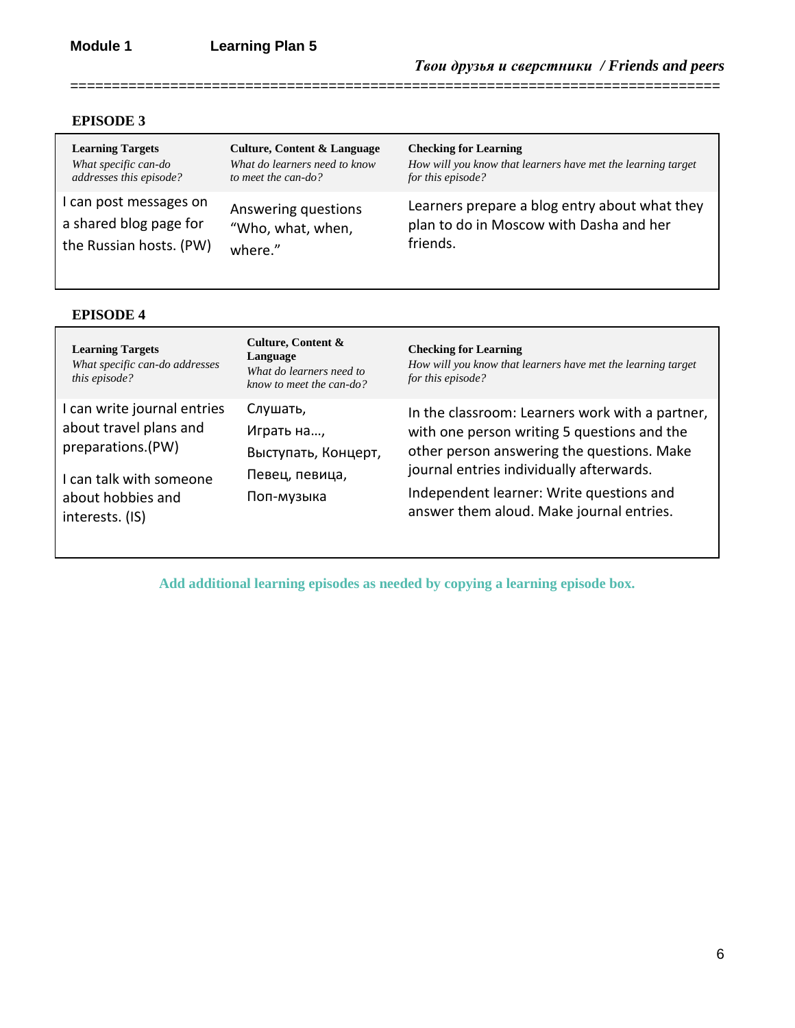**Module 1** **Learning Plan 5**

***Твои друзья и сверстники / Friends and peers***

### EPISODE 3

| **Learning Targets** *What specific can-do addresses this episode?* | **Culture, Content & Language** *What do learners need to know to meet the can-do?* | **Checking for Learning** *How will you know that learners have met the learning target for this episode?* |
|---|---|---|
| I can post messages on a shared blog page for the Russian hosts. (PW) | Answering questions "Who, what, when, where." | Learners prepare a blog entry about what they plan to do in Moscow with Dasha and her friends. |

### EPISODE 4

| **Learning Targets** *What specific can-do addresses this episode?* | **Culture, Content & Language** *What do learners need to know to meet the can-do?* | **Checking for Learning** *How will you know that learners have met the learning target for this episode?* |
|---|---|---|
| I can write journal entries about travel plans and preparations.(PW)<br><br>I can talk with someone about hobbies and interests. (IS) | Слушать,<br>Играть на…,<br>Выступать, Концерт,<br>Певец, певица,<br>Поп-музыка | In the classroom: Learners work with a partner, with one person writing 5 questions and the other person answering the questions. Make journal entries individually afterwards.<br><br>Independent learner: Write questions and answer them aloud. Make journal entries. |

**Add additional learning episodes as needed by copying a learning episode box.**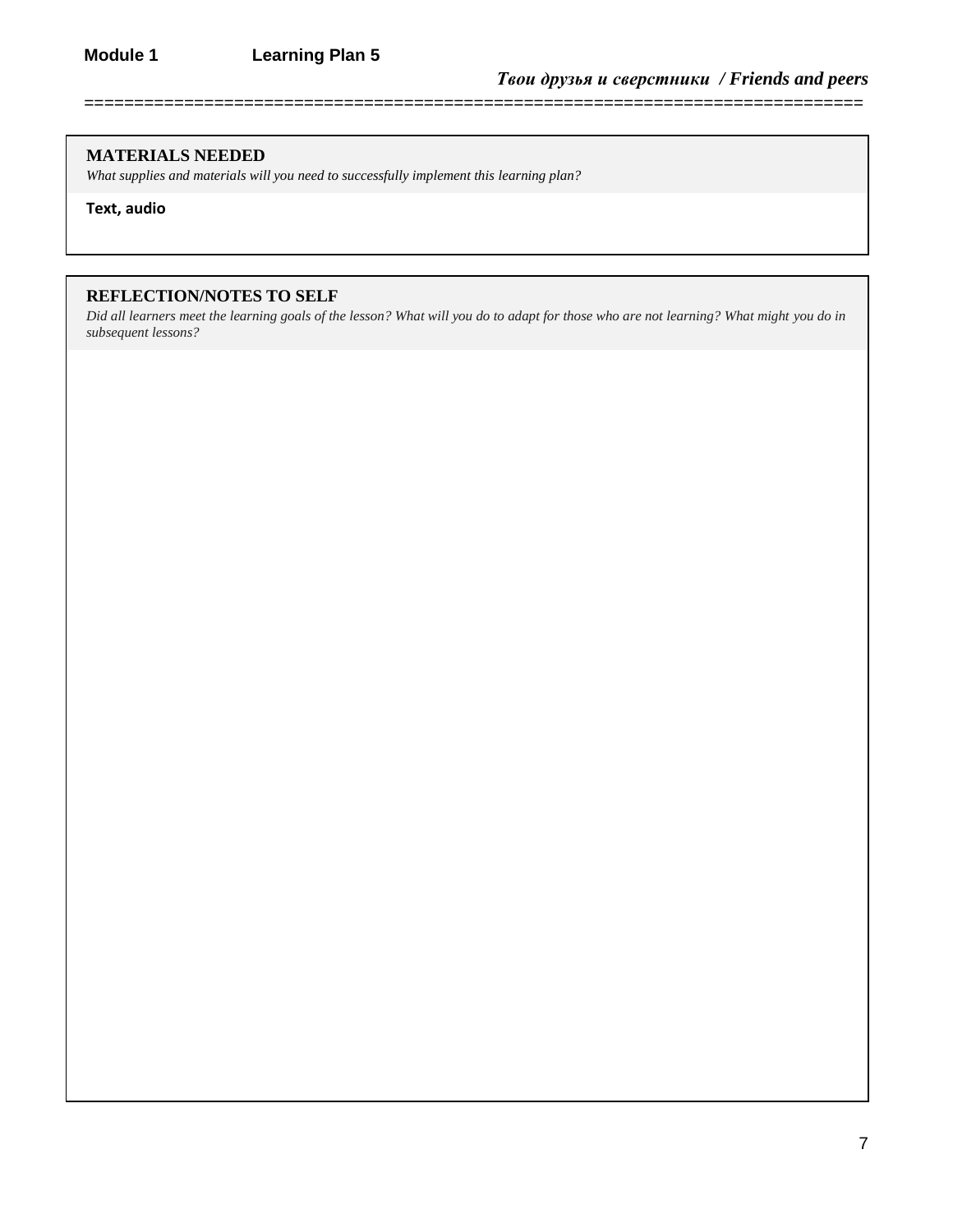### MATERIALS NEEDED

*What supplies and materials will you need to successfully implement this learning plan?*

**Text, audio**

### REFLECTION/NOTES TO SELF

*Did all learners meet the learning goals of the lesson? What will you do to adapt for those who are not learning? What might you do in subsequent lessons?*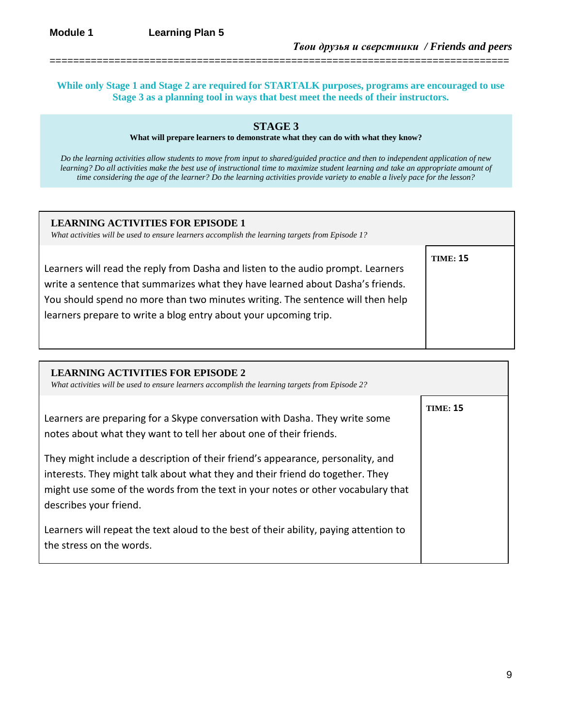**Module 1** **Learning Plan 5**

***Твои друзья и сверстники / Friends and peers***

**While only Stage 1 and Stage 2 are required for STARTALK purposes, programs are encouraged to use Stage 3 as a planning tool in ways that best meet the needs of their instructors.**

## STAGE 3

**What will prepare learners to demonstrate what they can do with what they know?**

*Do the learning activities allow students to move from input to shared/guided practice and then to independent application of new learning? Do all activities make the best use of instructional time to maximize student learning and take an appropriate amount of time considering the age of the learner? Do the learning activities provide variety to enable a lively pace for the lesson?*

### LEARNING ACTIVITIES FOR EPISODE 1

*What activities will be used to ensure learners accomplish the learning targets from Episode 1?*

| Activities | Time |
| --- | --- |
| Learners will read the reply from Dasha and listen to the audio prompt. Learners write a sentence that summarizes what they have learned about Dasha's friends. You should spend no more than two minutes writing. The sentence will then help learners prepare to write a blog entry about your upcoming trip. | **TIME: 15** |

### LEARNING ACTIVITIES FOR EPISODE 2

*What activities will be used to ensure learners accomplish the learning targets from Episode 2?*

| Activities | Time |
| --- | --- |
| Learners are preparing for a Skype conversation with Dasha. They write some notes about what they want to tell her about one of their friends.<br><br>They might include a description of their friend's appearance, personality, and interests. They might talk about what they and their friend do together. They might use some of the words from the text in your notes or other vocabulary that describes your friend.<br><br>Learners will repeat the text aloud to the best of their ability, paying attention to the stress on the words. | **TIME: 15** |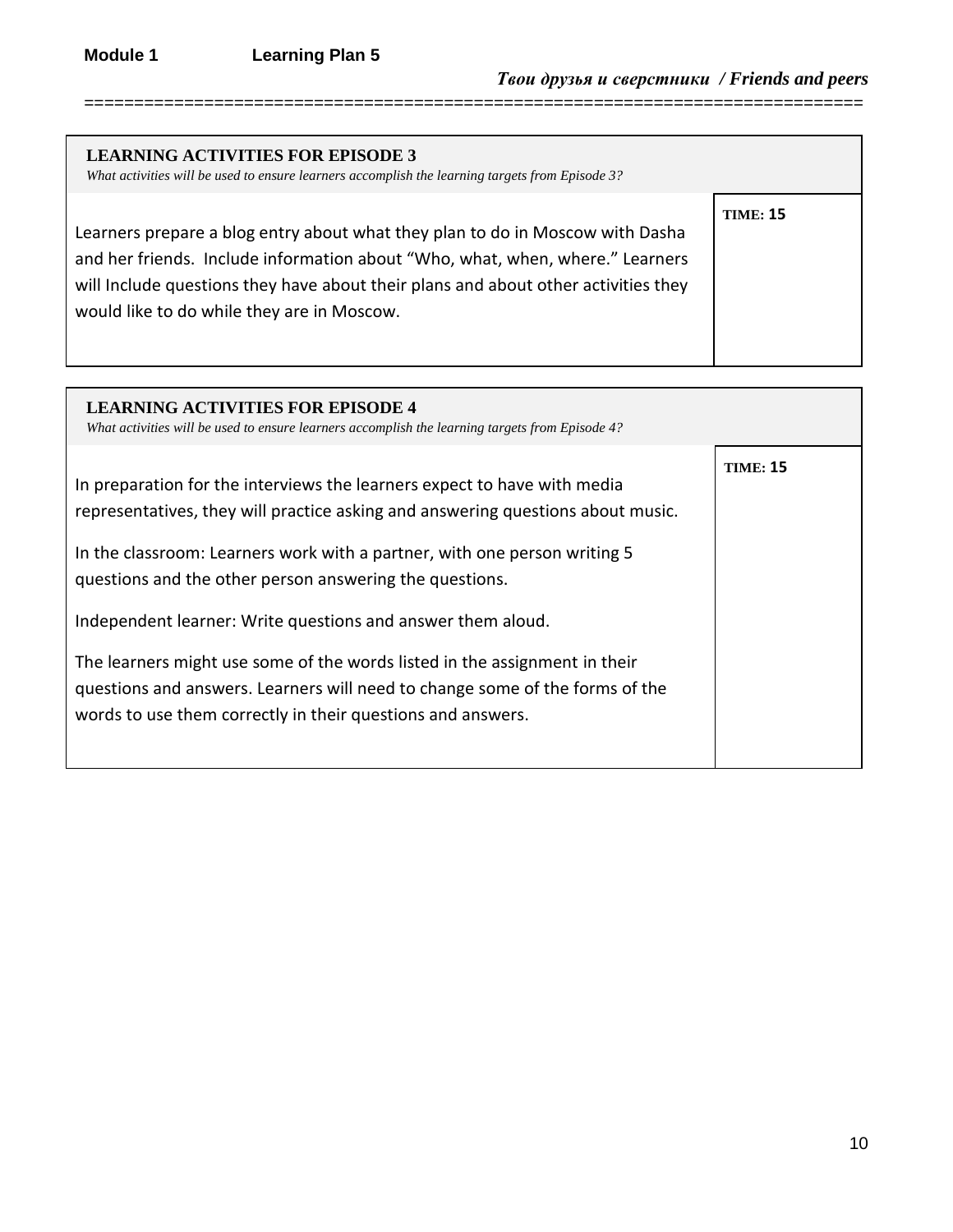| LEARNING ACTIVITIES FOR EPISODE 3<br>*What activities will be used to ensure learners accomplish the learning targets from Episode 3?* | |
|---|---|
| Learners prepare a blog entry about what they plan to do in Moscow with Dasha and her friends. Include information about "Who, what, when, where." Learners will Include questions they have about their plans and about other activities they would like to do while they are in Moscow. | TIME: 15 |

| LEARNING ACTIVITIES FOR EPISODE 4<br>*What activities will be used to ensure learners accomplish the learning targets from Episode 4?* | |
|---|---|
| In preparation for the interviews the learners expect to have with media representatives, they will practice asking and answering questions about music.<br><br>In the classroom: Learners work with a partner, with one person writing 5 questions and the other person answering the questions.<br><br>Independent learner: Write questions and answer them aloud.<br><br>The learners might use some of the words listed in the assignment in their questions and answers. Learners will need to change some of the forms of the words to use them correctly in their questions and answers. | TIME: 15 |